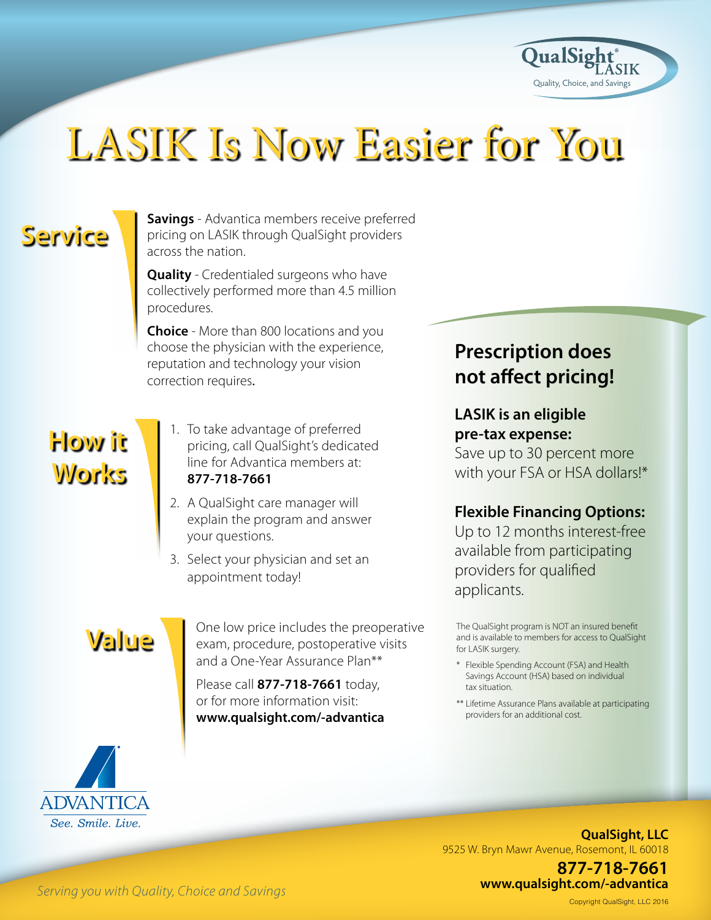QualSight® LASIK
Quality, Choice, and Savings

# LASIK Is Now Easier for You

## Service

**Savings** - Advantica members receive preferred pricing on LASIK through QualSight providers across the nation.

**Quality** - Credentialed surgeons who have collectively performed more than 4.5 million procedures.

**Choice** - More than 800 locations and you choose the physician with the experience, reputation and technology your vision correction requires.

## How it Works

1. To take advantage of preferred pricing, call QualSight's dedicated line for Advantica members at: **877-718-7661**
2. A QualSight care manager will explain the program and answer your questions.
3. Select your physician and set an appointment today!

## Value

One low price includes the preoperative exam, procedure, postoperative visits and a One-Year Assurance Plan**

Please call **877-718-7661** today, or for more information visit: **www.qualsight.com/-advantica**

## Prescription does not affect pricing!

**LASIK is an eligible pre-tax expense:**
Save up to 30 percent more with your FSA or HSA dollars!*

**Flexible Financing Options:**
Up to 12 months interest-free available from participating providers for qualified applicants.

The QualSight program is NOT an insured benefit and is available to members for access to QualSight for LASIK surgery.

\* Flexible Spending Account (FSA) and Health Savings Account (HSA) based on individual tax situation.

** Lifetime Assurance Plans available at participating providers for an additional cost.

ADVANTICA
*See. Smile. Live.*

*Serving you with Quality, Choice and Savings*

**QualSight, LLC**
9525 W. Bryn Mawr Avenue, Rosemont, IL 60018
**877-718-7661**
**www.qualsight.com/-advantica**

Copyright QualSight, LLC 2016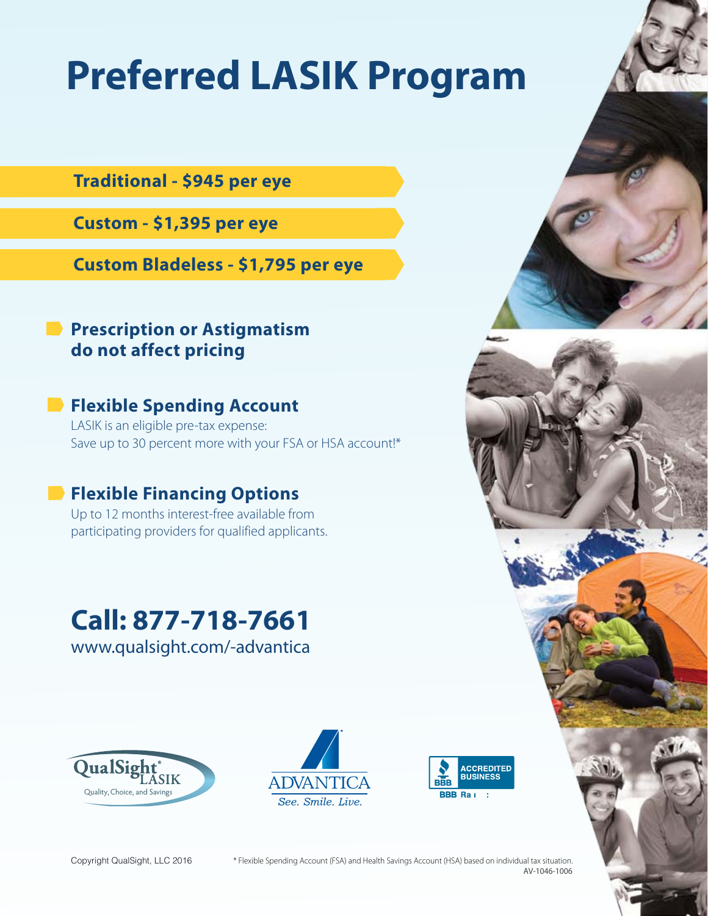# Preferred LASIK Program

**Traditional - $945 per eye**

**Custom - $1,395 per eye**

**Custom Bladeless - $1,795 per eye**

- **Prescription or Astigmatism do not affect pricing**

- **Flexible Spending Account**
  LASIK is an eligible pre-tax expense:
  Save up to 30 percent more with your FSA or HSA account!*

- **Flexible Financing Options**
  Up to 12 months interest-free available from participating providers for qualified applicants.

## Call: 877-718-7661

www.qualsight.com/-advantica

QualSight® LASIK
Quality, Choice, and Savings

ADVANTICA
*See. Smile. Live.*

ACCREDITED BUSINESS
BBB Ra :

Copyright QualSight, LLC 2016

* Flexible Spending Account (FSA) and Health Savings Account (HSA) based on individual tax situation.

AV-1046-1006